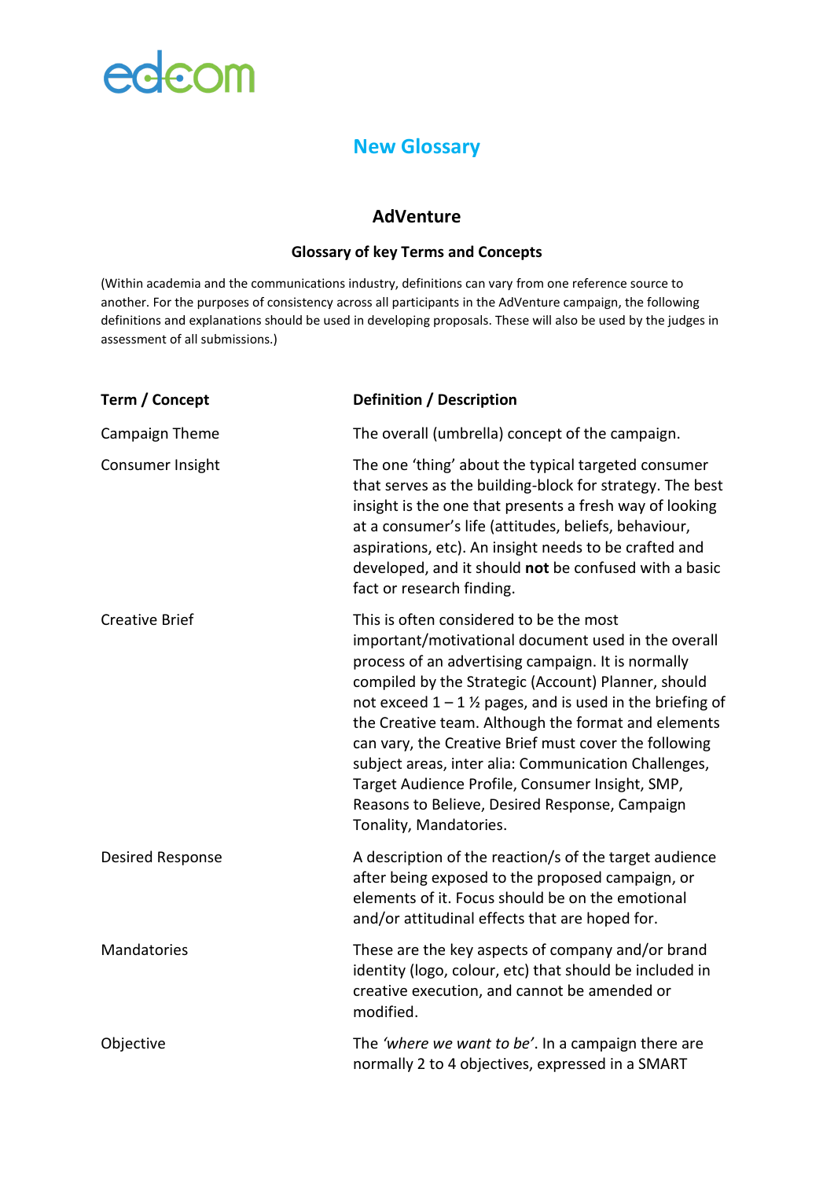edcom

## New Glossary

### AdVenture

**Glossary of key Terms and Concepts**

(Within academia and the communications industry, definitions can vary from one reference source to another. For the purposes of consistency across all participants in the AdVenture campaign, the following definitions and explanations should be used in developing proposals. These will also be used by the judges in assessment of all submissions.)

| **Term / Concept** | **Definition / Description** |
| --- | --- |
| Campaign Theme | The overall (umbrella) concept of the campaign. |
| Consumer Insight | The one 'thing' about the typical targeted consumer that serves as the building-block for strategy. The best insight is the one that presents a fresh way of looking at a consumer's life (attitudes, beliefs, behaviour, aspirations, etc). An insight needs to be crafted and developed, and it should **not** be confused with a basic fact or research finding. |
| Creative Brief | This is often considered to be the most important/motivational document used in the overall process of an advertising campaign. It is normally compiled by the Strategic (Account) Planner, should not exceed 1 – 1 ½ pages, and is used in the briefing of the Creative team. Although the format and elements can vary, the Creative Brief must cover the following subject areas, inter alia: Communication Challenges, Target Audience Profile, Consumer Insight, SMP, Reasons to Believe, Desired Response, Campaign Tonality, Mandatories. |
| Desired Response | A description of the reaction/s of the target audience after being exposed to the proposed campaign, or elements of it. Focus should be on the emotional and/or attitudinal effects that are hoped for. |
| Mandatories | These are the key aspects of company and/or brand identity (logo, colour, etc) that should be included in creative execution, and cannot be amended or modified. |
| Objective | The *'where we want to be'*. In a campaign there are normally 2 to 4 objectives, expressed in a SMART |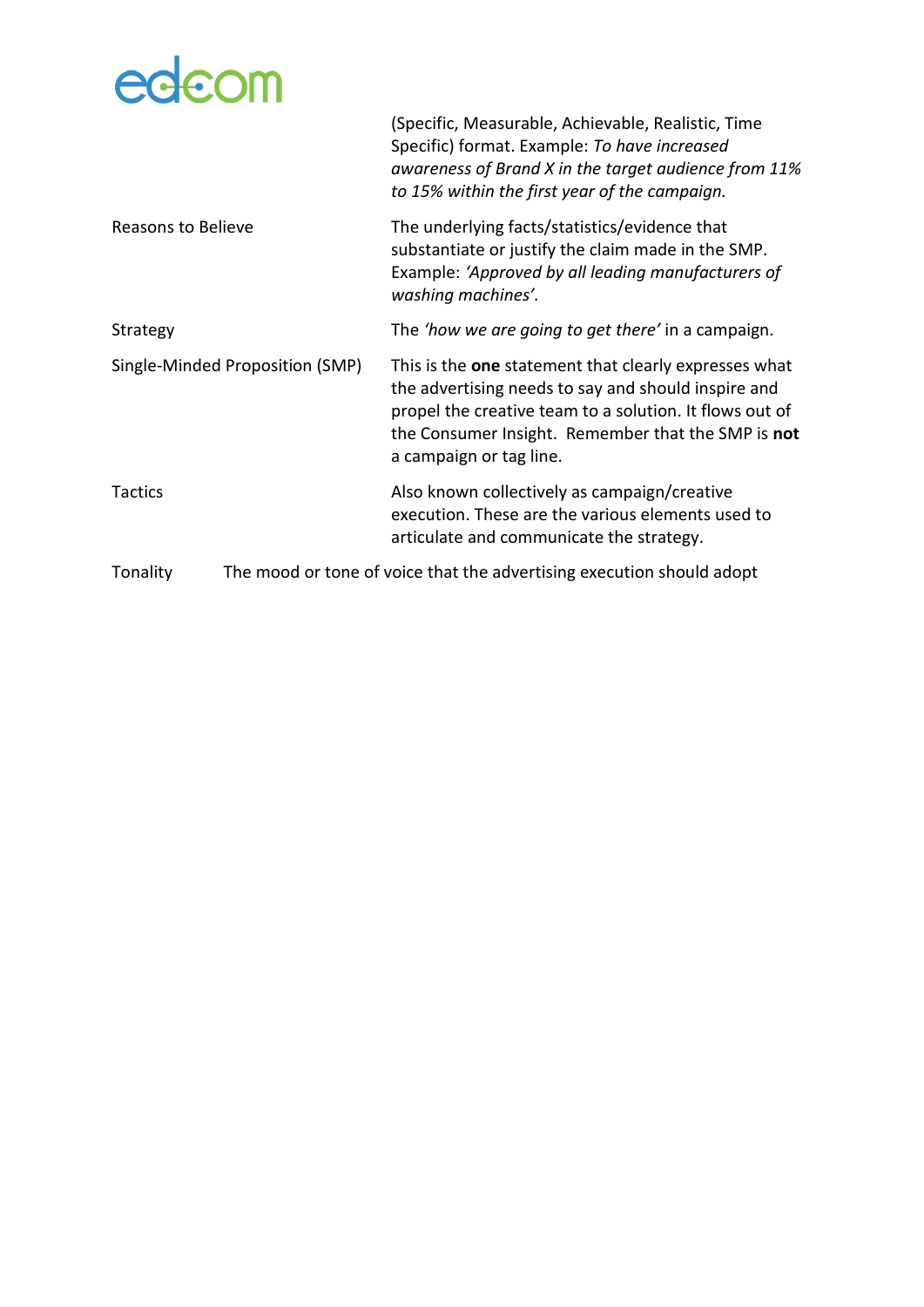| | |
|---|---|
| | (Specific, Measurable, Achievable, Realistic, Time Specific) format. Example: *To have increased awareness of Brand X in the target audience from 11% to 15% within the first year of the campaign.* |
| Reasons to Believe | The underlying facts/statistics/evidence that substantiate or justify the claim made in the SMP. Example: *'Approved by all leading manufacturers of washing machines'.* |
| Strategy | The *'how we are going to get there'* in a campaign. |
| Single-Minded Proposition (SMP) | This is the **one** statement that clearly expresses what the advertising needs to say and should inspire and propel the creative team to a solution. It flows out of the Consumer Insight. Remember that the SMP is **not** a campaign or tag line. |
| Tactics | Also known collectively as campaign/creative execution. These are the various elements used to articulate and communicate the strategy. |
| Tonality | The mood or tone of voice that the advertising execution should adopt |